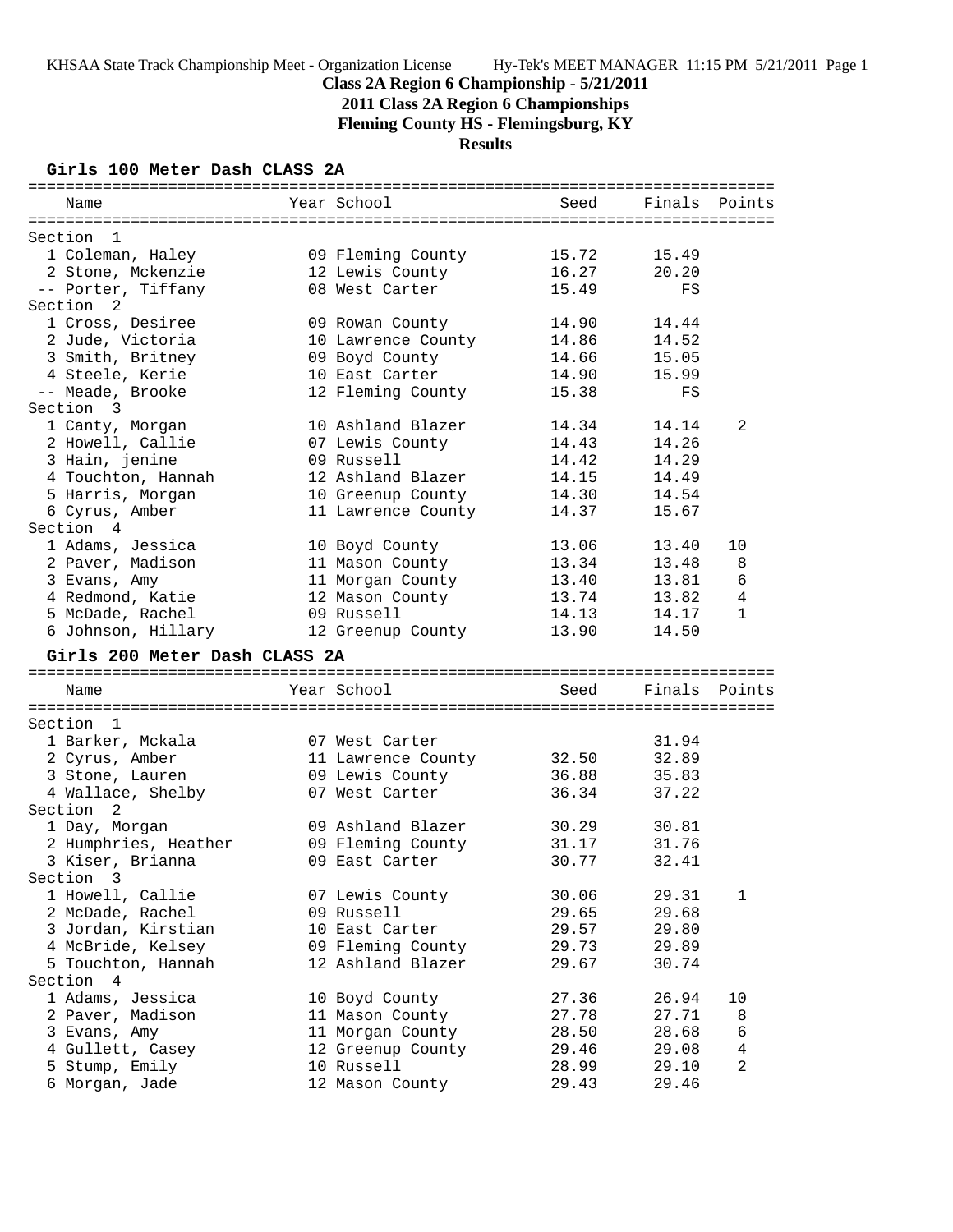# Class 2A Region 6 Championship - 5/21/2011

## 2011 Class 2A Region 6 Championships

## Fleming County HS - Flemingsburg, KY

## Results

### Girls 100 Meter Dash CLASS 2A

| Name | Year | School | Seed | Finals | Points |
|---|---|---|---|---|---|
| **Section 1** | | | | | |
| 1 Coleman, Haley | 09 | Fleming County | 15.72 | 15.49 | |
| 2 Stone, Mckenzie | 12 | Lewis County | 16.27 | 20.20 | |
| -- Porter, Tiffany | 08 | West Carter | 15.49 | FS | |
| **Section 2** | | | | | |
| 1 Cross, Desiree | 09 | Rowan County | 14.90 | 14.44 | |
| 2 Jude, Victoria | 10 | Lawrence County | 14.86 | 14.52 | |
| 3 Smith, Britney | 09 | Boyd County | 14.66 | 15.05 | |
| 4 Steele, Kerie | 10 | East Carter | 14.90 | 15.99 | |
| -- Meade, Brooke | 12 | Fleming County | 15.38 | FS | |
| **Section 3** | | | | | |
| 1 Canty, Morgan | 10 | Ashland Blazer | 14.34 | 14.14 | 2 |
| 2 Howell, Callie | 07 | Lewis County | 14.43 | 14.26 | |
| 3 Hain, jenine | 09 | Russell | 14.42 | 14.29 | |
| 4 Touchton, Hannah | 12 | Ashland Blazer | 14.15 | 14.49 | |
| 5 Harris, Morgan | 10 | Greenup County | 14.30 | 14.54 | |
| 6 Cyrus, Amber | 11 | Lawrence County | 14.37 | 15.67 | |
| **Section 4** | | | | | |
| 1 Adams, Jessica | 10 | Boyd County | 13.06 | 13.40 | 10 |
| 2 Paver, Madison | 11 | Mason County | 13.34 | 13.48 | 8 |
| 3 Evans, Amy | 11 | Morgan County | 13.40 | 13.81 | 6 |
| 4 Redmond, Katie | 12 | Mason County | 13.74 | 13.82 | 4 |
| 5 McDade, Rachel | 09 | Russell | 14.13 | 14.17 | 1 |
| 6 Johnson, Hillary | 12 | Greenup County | 13.90 | 14.50 | |

### Girls 200 Meter Dash CLASS 2A

| Name | Year | School | Seed | Finals | Points |
|---|---|---|---|---|---|
| **Section 1** | | | | | |
| 1 Barker, Mckala | 07 | West Carter | | 31.94 | |
| 2 Cyrus, Amber | 11 | Lawrence County | 32.50 | 32.89 | |
| 3 Stone, Lauren | 09 | Lewis County | 36.88 | 35.83 | |
| 4 Wallace, Shelby | 07 | West Carter | 36.34 | 37.22 | |
| **Section 2** | | | | | |
| 1 Day, Morgan | 09 | Ashland Blazer | 30.29 | 30.81 | |
| 2 Humphries, Heather | 09 | Fleming County | 31.17 | 31.76 | |
| 3 Kiser, Brianna | 09 | East Carter | 30.77 | 32.41 | |
| **Section 3** | | | | | |
| 1 Howell, Callie | 07 | Lewis County | 30.06 | 29.31 | 1 |
| 2 McDade, Rachel | 09 | Russell | 29.65 | 29.68 | |
| 3 Jordan, Kirstian | 10 | East Carter | 29.57 | 29.80 | |
| 4 McBride, Kelsey | 09 | Fleming County | 29.73 | 29.89 | |
| 5 Touchton, Hannah | 12 | Ashland Blazer | 29.67 | 30.74 | |
| **Section 4** | | | | | |
| 1 Adams, Jessica | 10 | Boyd County | 27.36 | 26.94 | 10 |
| 2 Paver, Madison | 11 | Mason County | 27.78 | 27.71 | 8 |
| 3 Evans, Amy | 11 | Morgan County | 28.50 | 28.68 | 6 |
| 4 Gullett, Casey | 12 | Greenup County | 29.46 | 29.08 | 4 |
| 5 Stump, Emily | 10 | Russell | 28.99 | 29.10 | 2 |
| 6 Morgan, Jade | 12 | Mason County | 29.43 | 29.46 | |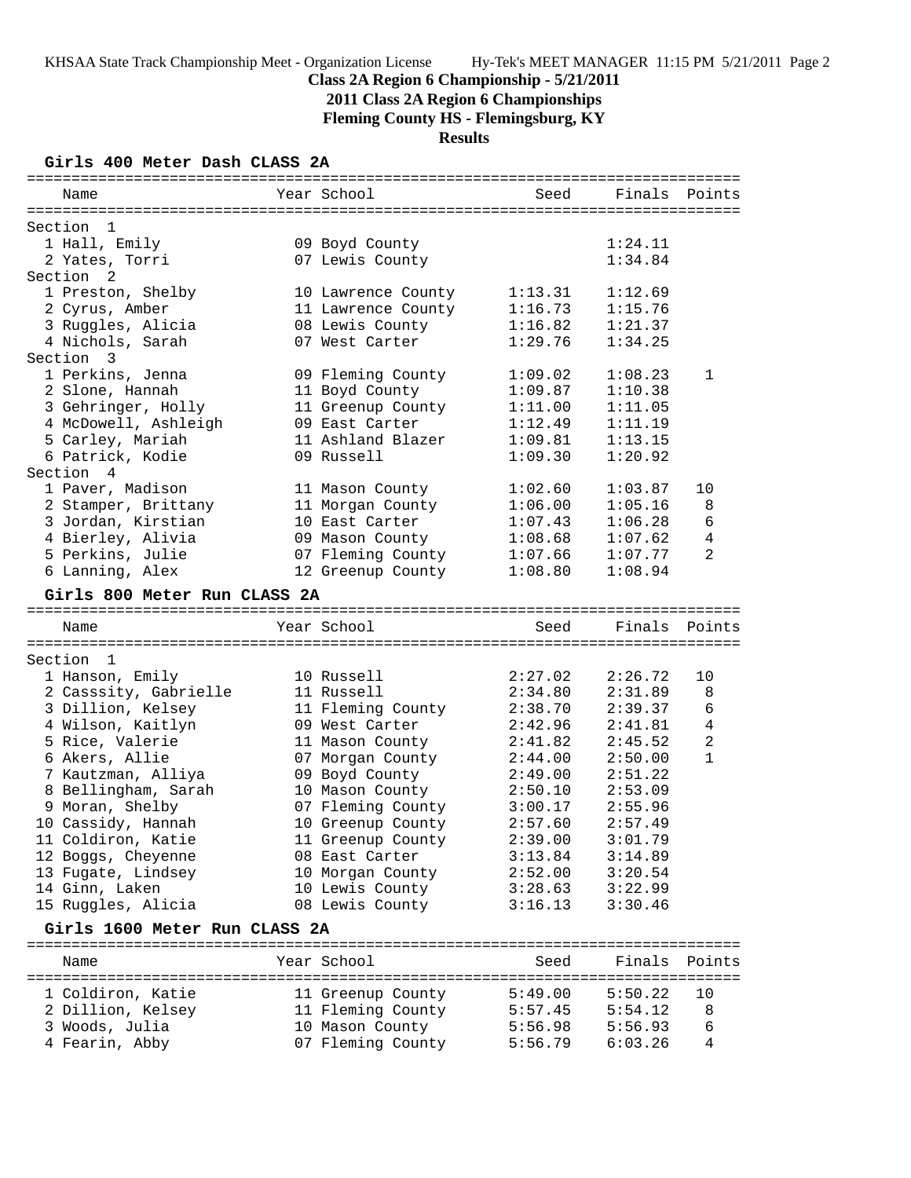**Class 2A Region 6 Championship - 5/21/2011**

**2011 Class 2A Region 6 Championships**

**Fleming County HS - Flemingsburg, KY**

**Results**

### Girls 400 Meter Dash CLASS 2A

| Name | Year | School | Seed | Finals | Points |
|---|---|---|---|---|---|
| **Section 1** | | | | | |
| 1 Hall, Emily | 09 | Boyd County | | 1:24.11 | |
| 2 Yates, Torri | 07 | Lewis County | | 1:34.84 | |
| **Section 2** | | | | | |
| 1 Preston, Shelby | 10 | Lawrence County | 1:13.31 | 1:12.69 | |
| 2 Cyrus, Amber | 11 | Lawrence County | 1:16.73 | 1:15.76 | |
| 3 Ruggles, Alicia | 08 | Lewis County | 1:16.82 | 1:21.37 | |
| 4 Nichols, Sarah | 07 | West Carter | 1:29.76 | 1:34.25 | |
| **Section 3** | | | | | |
| 1 Perkins, Jenna | 09 | Fleming County | 1:09.02 | 1:08.23 | 1 |
| 2 Slone, Hannah | 11 | Boyd County | 1:09.87 | 1:10.38 | |
| 3 Gehringer, Holly | 11 | Greenup County | 1:11.00 | 1:11.05 | |
| 4 McDowell, Ashleigh | 09 | East Carter | 1:12.49 | 1:11.19 | |
| 5 Carley, Mariah | 11 | Ashland Blazer | 1:09.81 | 1:13.15 | |
| 6 Patrick, Kodie | 09 | Russell | 1:09.30 | 1:20.92 | |
| **Section 4** | | | | | |
| 1 Paver, Madison | 11 | Mason County | 1:02.60 | 1:03.87 | 10 |
| 2 Stamper, Brittany | 11 | Morgan County | 1:06.00 | 1:05.16 | 8 |
| 3 Jordan, Kirstian | 10 | East Carter | 1:07.43 | 1:06.28 | 6 |
| 4 Bierley, Alivia | 09 | Mason County | 1:08.68 | 1:07.62 | 4 |
| 5 Perkins, Julie | 07 | Fleming County | 1:07.66 | 1:07.77 | 2 |
| 6 Lanning, Alex | 12 | Greenup County | 1:08.80 | 1:08.94 | |

### Girls 800 Meter Run CLASS 2A

| Name | Year | School | Seed | Finals | Points |
|---|---|---|---|---|---|
| **Section 1** | | | | | |
| 1 Hanson, Emily | 10 | Russell | 2:27.02 | 2:26.72 | 10 |
| 2 Casssity, Gabrielle | 11 | Russell | 2:34.80 | 2:31.89 | 8 |
| 3 Dillion, Kelsey | 11 | Fleming County | 2:38.70 | 2:39.37 | 6 |
| 4 Wilson, Kaitlyn | 09 | West Carter | 2:42.96 | 2:41.81 | 4 |
| 5 Rice, Valerie | 11 | Mason County | 2:41.82 | 2:45.52 | 2 |
| 6 Akers, Allie | 07 | Morgan County | 2:44.00 | 2:50.00 | 1 |
| 7 Kautzman, Alliya | 09 | Boyd County | 2:49.00 | 2:51.22 | |
| 8 Bellingham, Sarah | 10 | Mason County | 2:50.10 | 2:53.09 | |
| 9 Moran, Shelby | 07 | Fleming County | 3:00.17 | 2:55.96 | |
| 10 Cassidy, Hannah | 10 | Greenup County | 2:57.60 | 2:57.49 | |
| 11 Coldiron, Katie | 11 | Greenup County | 2:39.00 | 3:01.79 | |
| 12 Boggs, Cheyenne | 08 | East Carter | 3:13.84 | 3:14.89 | |
| 13 Fugate, Lindsey | 10 | Morgan County | 2:52.00 | 3:20.54 | |
| 14 Ginn, Laken | 10 | Lewis County | 3:28.63 | 3:22.99 | |
| 15 Ruggles, Alicia | 08 | Lewis County | 3:16.13 | 3:30.46 | |

### Girls 1600 Meter Run CLASS 2A

| Name | Year | School | Seed | Finals | Points |
|---|---|---|---|---|---|
| 1 Coldiron, Katie | 11 | Greenup County | 5:49.00 | 5:50.22 | 10 |
| 2 Dillion, Kelsey | 11 | Fleming County | 5:57.45 | 5:54.12 | 8 |
| 3 Woods, Julia | 10 | Mason County | 5:56.98 | 5:56.93 | 6 |
| 4 Fearin, Abby | 07 | Fleming County | 5:56.79 | 6:03.26 | 4 |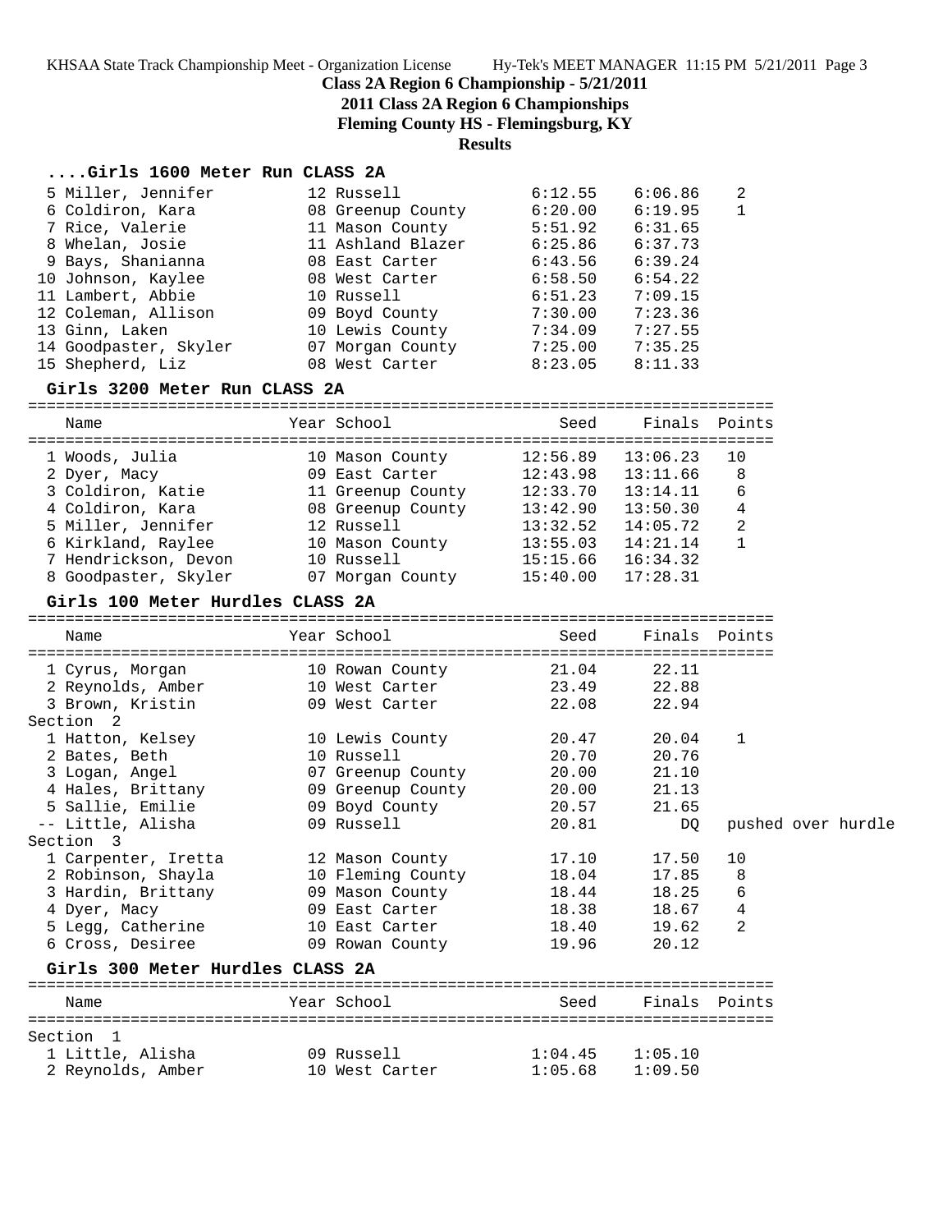**Class 2A Region 6 Championship - 5/21/2011**

**2011 Class 2A Region 6 Championships**

**Fleming County HS - Flemingsburg, KY**

**Results**

### ....Girls 1600 Meter Run CLASS 2A

| Place | Name | Year | School | Seed | Finals | Points |
|---|---|---|---|---|---|---|
| 5 | Miller, Jennifer | 12 | Russell | 6:12.55 | 6:06.86 | 2 |
| 6 | Coldiron, Kara | 08 | Greenup County | 6:20.00 | 6:19.95 | 1 |
| 7 | Rice, Valerie | 11 | Mason County | 5:51.92 | 6:31.65 | |
| 8 | Whelan, Josie | 11 | Ashland Blazer | 6:25.86 | 6:37.73 | |
| 9 | Bays, Shanianna | 08 | East Carter | 6:43.56 | 6:39.24 | |
| 10 | Johnson, Kaylee | 08 | West Carter | 6:58.50 | 6:54.22 | |
| 11 | Lambert, Abbie | 10 | Russell | 6:51.23 | 7:09.15 | |
| 12 | Coleman, Allison | 09 | Boyd County | 7:30.00 | 7:23.36 | |
| 13 | Ginn, Laken | 10 | Lewis County | 7:34.09 | 7:27.55 | |
| 14 | Goodpaster, Skyler | 07 | Morgan County | 7:25.00 | 7:35.25 | |
| 15 | Shepherd, Liz | 08 | West Carter | 8:23.05 | 8:11.33 | |

### Girls 3200 Meter Run CLASS 2A

| Place | Name | Year | School | Seed | Finals | Points |
|---|---|---|---|---|---|---|
| 1 | Woods, Julia | 10 | Mason County | 12:56.89 | 13:06.23 | 10 |
| 2 | Dyer, Macy | 09 | East Carter | 12:43.98 | 13:11.66 | 8 |
| 3 | Coldiron, Katie | 11 | Greenup County | 12:33.70 | 13:14.11 | 6 |
| 4 | Coldiron, Kara | 08 | Greenup County | 13:42.90 | 13:50.30 | 4 |
| 5 | Miller, Jennifer | 12 | Russell | 13:32.52 | 14:05.72 | 2 |
| 6 | Kirkland, Raylee | 10 | Mason County | 13:55.03 | 14:21.14 | 1 |
| 7 | Hendrickson, Devon | 10 | Russell | 15:15.66 | 16:34.32 | |
| 8 | Goodpaster, Skyler | 07 | Morgan County | 15:40.00 | 17:28.31 | |

### Girls 100 Meter Hurdles CLASS 2A

| Place | Name | Year | School | Seed | Finals | Points |
|---|---|---|---|---|---|---|
| 1 | Cyrus, Morgan | 10 | Rowan County | 21.04 | 22.11 | |
| 2 | Reynolds, Amber | 10 | West Carter | 23.49 | 22.88 | |
| 3 | Brown, Kristin | 09 | West Carter | 22.08 | 22.94 | |
| **Section 2** | | | | | | |
| 1 | Hatton, Kelsey | 10 | Lewis County | 20.47 | 20.04 | 1 |
| 2 | Bates, Beth | 10 | Russell | 20.70 | 20.76 | |
| 3 | Logan, Angel | 07 | Greenup County | 20.00 | 21.10 | |
| 4 | Hales, Brittany | 09 | Greenup County | 20.00 | 21.13 | |
| 5 | Sallie, Emilie | 09 | Boyd County | 20.57 | 21.65 | |
| -- | Little, Alisha | 09 | Russell | 20.81 | DQ | pushed over hurdle |
| **Section 3** | | | | | | |
| 1 | Carpenter, Iretta | 12 | Mason County | 17.10 | 17.50 | 10 |
| 2 | Robinson, Shayla | 10 | Fleming County | 18.04 | 17.85 | 8 |
| 3 | Hardin, Brittany | 09 | Mason County | 18.44 | 18.25 | 6 |
| 4 | Dyer, Macy | 09 | East Carter | 18.38 | 18.67 | 4 |
| 5 | Legg, Catherine | 10 | East Carter | 18.40 | 19.62 | 2 |
| 6 | Cross, Desiree | 09 | Rowan County | 19.96 | 20.12 | |

### Girls 300 Meter Hurdles CLASS 2A

| Place | Name | Year | School | Seed | Finals | Points |
|---|---|---|---|---|---|---|
| **Section 1** | | | | | | |
| 1 | Little, Alisha | 09 | Russell | 1:04.45 | 1:05.10 | |
| 2 | Reynolds, Amber | 10 | West Carter | 1:05.68 | 1:09.50 | |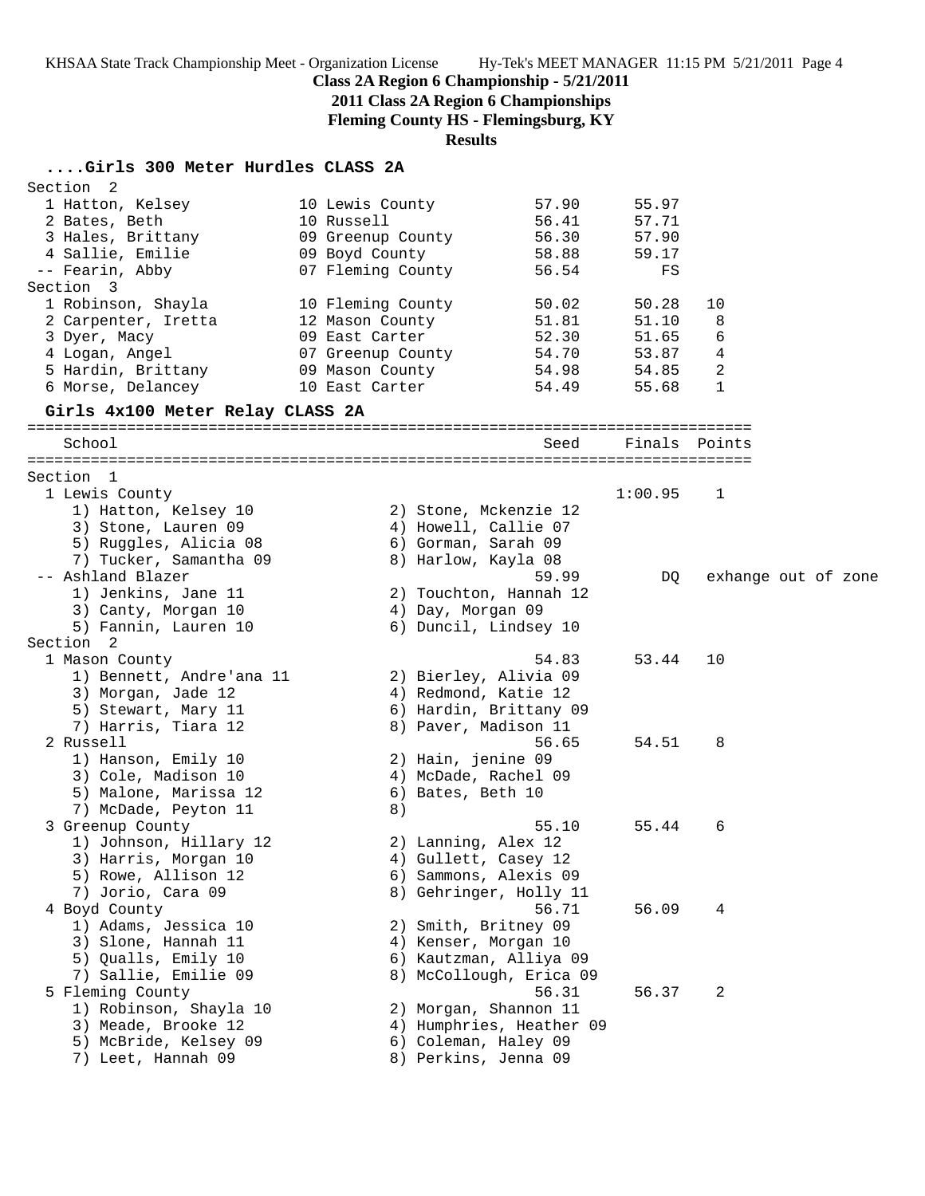KHSAA State Track Championship Meet - Organization License    Hy-Tek's MEET MANAGER 11:15 PM 5/21/2011 Page 4

**Class 2A Region 6 Championship - 5/21/2011**

**2011 Class 2A Region 6 Championships**

**Fleming County HS - Flemingsburg, KY**

**Results**

### ....Girls 300 Meter Hurdles CLASS 2A

**Section 2**

| Place | Name | Yr | School | Seed | Finals | Points |
|---|---|---|---|---|---|---|
| 1 | Hatton, Kelsey | 10 | Lewis County | 57.90 | 55.97 | |
| 2 | Bates, Beth | 10 | Russell | 56.41 | 57.71 | |
| 3 | Hales, Brittany | 09 | Greenup County | 56.30 | 57.90 | |
| 4 | Sallie, Emilie | 09 | Boyd County | 58.88 | 59.17 | |
| -- | Fearin, Abby | 07 | Fleming County | 56.54 | FS | |

**Section 3**

| Place | Name | Yr | School | Seed | Finals | Points |
|---|---|---|---|---|---|---|
| 1 | Robinson, Shayla | 10 | Fleming County | 50.02 | 50.28 | 10 |
| 2 | Carpenter, Iretta | 12 | Mason County | 51.81 | 51.10 | 8 |
| 3 | Dyer, Macy | 09 | East Carter | 52.30 | 51.65 | 6 |
| 4 | Logan, Angel | 07 | Greenup County | 54.70 | 53.87 | 4 |
| 5 | Hardin, Brittany | 09 | Mason County | 54.98 | 54.85 | 2 |
| 6 | Morse, Delancey | 10 | East Carter | 54.49 | 55.68 | 1 |

### Girls 4x100 Meter Relay CLASS 2A

**Section 1**

| Place | School | Seed | Finals | Points |
|---|---|---|---|---|
| 1 | Lewis County | | 1:00.95 | 1 |
| | 1) Hatton, Kelsey 10; 2) Stone, Mckenzie 12; 3) Stone, Lauren 09; 4) Howell, Callie 07; 5) Ruggles, Alicia 08; 6) Gorman, Sarah 09; 7) Tucker, Samantha 09; 8) Harlow, Kayla 08 | | | |
| -- | Ashland Blazer | 59.99 | DQ | exhange out of zone |
| | 1) Jenkins, Jane 11; 2) Touchton, Hannah 12; 3) Canty, Morgan 10; 4) Day, Morgan 09; 5) Fannin, Lauren 10; 6) Duncil, Lindsey 10 | | | |

**Section 2**

| Place | School | Seed | Finals | Points |
|---|---|---|---|---|
| 1 | Mason County | 54.83 | 53.44 | 10 |
| | 1) Bennett, Andre'ana 11; 2) Bierley, Alivia 09; 3) Morgan, Jade 12; 4) Redmond, Katie 12; 5) Stewart, Mary 11; 6) Hardin, Brittany 09; 7) Harris, Tiara 12; 8) Paver, Madison 11 | | | |
| 2 | Russell | 56.65 | 54.51 | 8 |
| | 1) Hanson, Emily 10; 2) Hain, jenine 09; 3) Cole, Madison 10; 4) McDade, Rachel 09; 5) Malone, Marissa 12; 6) Bates, Beth 10; 7) McDade, Peyton 11; 8) | | | |
| 3 | Greenup County | 55.10 | 55.44 | 6 |
| | 1) Johnson, Hillary 12; 2) Lanning, Alex 12; 3) Harris, Morgan 10; 4) Gullett, Casey 12; 5) Rowe, Allison 12; 6) Sammons, Alexis 09; 7) Jorio, Cara 09; 8) Gehringer, Holly 11 | | | |
| 4 | Boyd County | 56.71 | 56.09 | 4 |
| | 1) Adams, Jessica 10; 2) Smith, Britney 09; 3) Slone, Hannah 11; 4) Kenser, Morgan 10; 5) Qualls, Emily 10; 6) Kautzman, Alliya 09; 7) Sallie, Emilie 09; 8) McCollough, Erica 09 | | | |
| 5 | Fleming County | 56.31 | 56.37 | 2 |
| | 1) Robinson, Shayla 10; 2) Morgan, Shannon 11; 3) Meade, Brooke 12; 4) Humphries, Heather 09; 5) McBride, Kelsey 09; 6) Coleman, Haley 09; 7) Leet, Hannah 09; 8) Perkins, Jenna 09 | | | |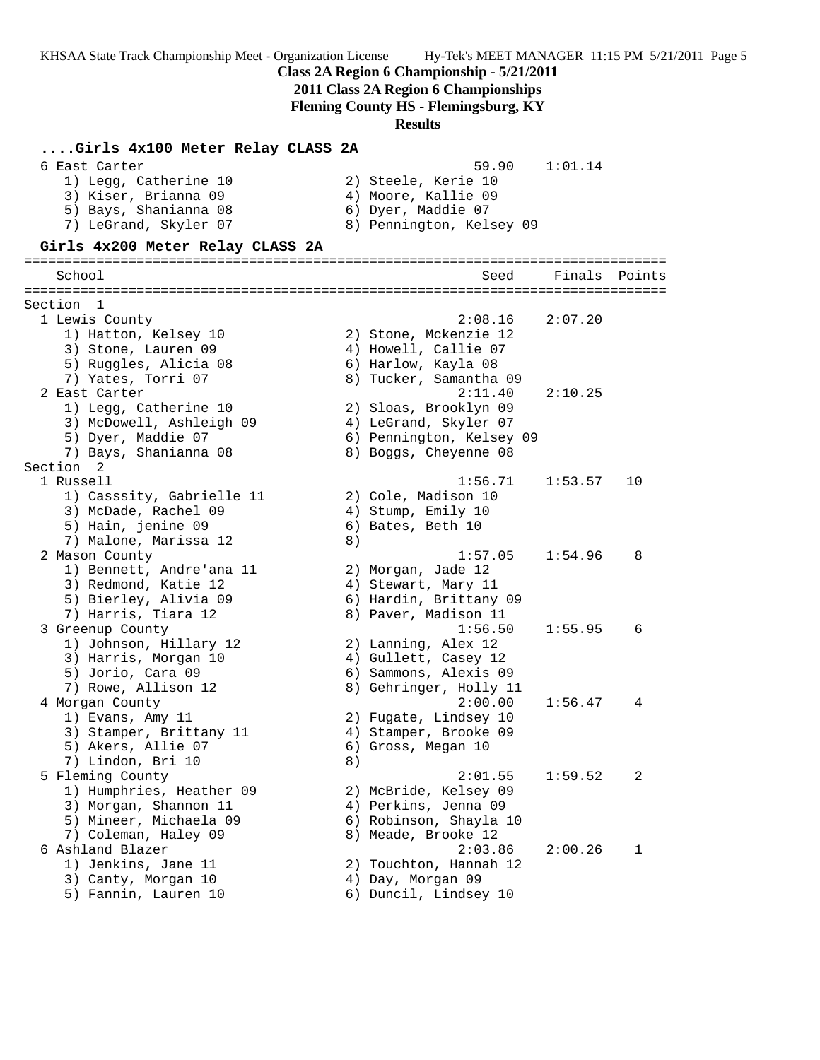**Class 2A Region 6 Championship - 5/21/2011**
**2011 Class 2A Region 6 Championships**
**Fleming County HS - Flemingsburg, KY**
**Results**

### ....Girls 4x100 Meter Relay CLASS 2A

```
  6 East Carter                                          59.90    1:01.14
     1) Legg, Catherine 10              2) Steele, Kerie 10
     3) Kiser, Brianna 09               4) Moore, Kallie 09
     5) Bays, Shanianna 08              6) Dyer, Maddie 07
     7) LeGrand, Skyler 07              8) Pennington, Kelsey 09
```

### Girls 4x200 Meter Relay CLASS 2A

```
===============================================================================
    School                                               Seed    Finals  Points
===============================================================================
Section  1
  1 Lewis County                                       2:08.16    2:07.20
     1) Hatton, Kelsey 10               2) Stone, Mckenzie 12
     3) Stone, Lauren 09                4) Howell, Callie 07
     5) Ruggles, Alicia 08              6) Harlow, Kayla 08
     7) Yates, Torri 07                 8) Tucker, Samantha 09
  2 East Carter                                        2:11.40    2:10.25
     1) Legg, Catherine 10              2) Sloas, Brooklyn 09
     3) McDowell, Ashleigh 09           4) LeGrand, Skyler 07
     5) Dyer, Maddie 07                 6) Pennington, Kelsey 09
     7) Bays, Shanianna 08              8) Boggs, Cheyenne 08
Section  2
  1 Russell                                            1:56.71    1:53.57   10
     1) Casssity, Gabrielle 11          2) Cole, Madison 10
     3) McDade, Rachel 09               4) Stump, Emily 10
     5) Hain, jenine 09                 6) Bates, Beth 10
     7) Malone, Marissa 12              8)
  2 Mason County                                       1:57.05    1:54.96    8
     1) Bennett, Andre'ana 11           2) Morgan, Jade 12
     3) Redmond, Katie 12               4) Stewart, Mary 11
     5) Bierley, Alivia 09              6) Hardin, Brittany 09
     7) Harris, Tiara 12                8) Paver, Madison 11
  3 Greenup County                                     1:56.50    1:55.95    6
     1) Johnson, Hillary 12             2) Lanning, Alex 12
     3) Harris, Morgan 10               4) Gullett, Casey 12
     5) Jorio, Cara 09                  6) Sammons, Alexis 09
     7) Rowe, Allison 12                8) Gehringer, Holly 11
  4 Morgan County                                      2:00.00    1:56.47    4
     1) Evans, Amy 11                   2) Fugate, Lindsey 10
     3) Stamper, Brittany 11            4) Stamper, Brooke 09
     5) Akers, Allie 07                 6) Gross, Megan 10
     7) Lindon, Bri 10                  8)
  5 Fleming County                                     2:01.55    1:59.52    2
     1) Humphries, Heather 09           2) McBride, Kelsey 09
     3) Morgan, Shannon 11              4) Perkins, Jenna 09
     5) Mineer, Michaela 09             6) Robinson, Shayla 10
     7) Coleman, Haley 09               8) Meade, Brooke 12
  6 Ashland Blazer                                     2:03.86    2:00.26    1
     1) Jenkins, Jane 11                2) Touchton, Hannah 12
     3) Canty, Morgan 10                4) Day, Morgan 09
     5) Fannin, Lauren 10               6) Duncil, Lindsey 10
```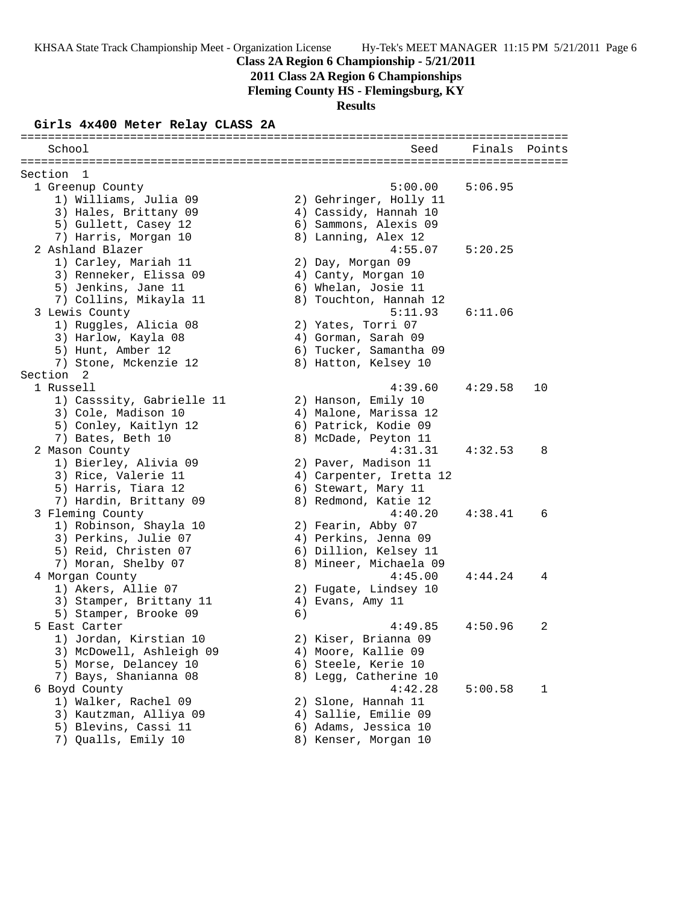**Class 2A Region 6 Championship - 5/21/2011**

**2011 Class 2A Region 6 Championships**

**Fleming County HS - Flemingsburg, KY**

**Results**

### Girls 4x400 Meter Relay CLASS 2A

```
================================================================================
   School                                                 Seed    Finals  Points
================================================================================
Section  1
  1 Greenup County                                     5:00.00   5:06.95
     1) Williams, Julia 09              2) Gehringer, Holly 11
     3) Hales, Brittany 09              4) Cassidy, Hannah 10
     5) Gullett, Casey 12               6) Sammons, Alexis 09
     7) Harris, Morgan 10               8) Lanning, Alex 12
  2 Ashland Blazer                                     4:55.07   5:20.25
     1) Carley, Mariah 11               2) Day, Morgan 09
     3) Renneker, Elissa 09             4) Canty, Morgan 10
     5) Jenkins, Jane 11                6) Whelan, Josie 11
     7) Collins, Mikayla 11             8) Touchton, Hannah 12
  3 Lewis County                                       5:11.93   6:11.06
     1) Ruggles, Alicia 08              2) Yates, Torri 07
     3) Harlow, Kayla 08                4) Gorman, Sarah 09
     5) Hunt, Amber 12                  6) Tucker, Samantha 09
     7) Stone, Mckenzie 12              8) Hatton, Kelsey 10
Section  2
  1 Russell                                            4:39.60   4:29.58   10
     1) Casssity, Gabrielle 11          2) Hanson, Emily 10
     3) Cole, Madison 10                4) Malone, Marissa 12
     5) Conley, Kaitlyn 12              6) Patrick, Kodie 09
     7) Bates, Beth 10                  8) McDade, Peyton 11
  2 Mason County                                       4:31.31   4:32.53    8
     1) Bierley, Alivia 09              2) Paver, Madison 11
     3) Rice, Valerie 11                4) Carpenter, Iretta 12
     5) Harris, Tiara 12                6) Stewart, Mary 11
     7) Hardin, Brittany 09             8) Redmond, Katie 12
  3 Fleming County                                     4:40.20   4:38.41    6
     1) Robinson, Shayla 10             2) Fearin, Abby 07
     3) Perkins, Julie 07               4) Perkins, Jenna 09
     5) Reid, Christen 07               6) Dillion, Kelsey 11
     7) Moran, Shelby 07                8) Mineer, Michaela 09
  4 Morgan County                                      4:45.00   4:44.24    4
     1) Akers, Allie 07                 2) Fugate, Lindsey 10
     3) Stamper, Brittany 11            4) Evans, Amy 11
     5) Stamper, Brooke 09              6)
  5 East Carter                                        4:49.85   4:50.96    2
     1) Jordan, Kirstian 10             2) Kiser, Brianna 09
     3) McDowell, Ashleigh 09           4) Moore, Kallie 09
     5) Morse, Delancey 10              6) Steele, Kerie 10
     7) Bays, Shanianna 08              8) Legg, Catherine 10
  6 Boyd County                                        4:42.28   5:00.58    1
     1) Walker, Rachel 09               2) Slone, Hannah 11
     3) Kautzman, Alliya 09             4) Sallie, Emilie 09
     5) Blevins, Cassi 11               6) Adams, Jessica 10
     7) Qualls, Emily 10                8) Kenser, Morgan 10
```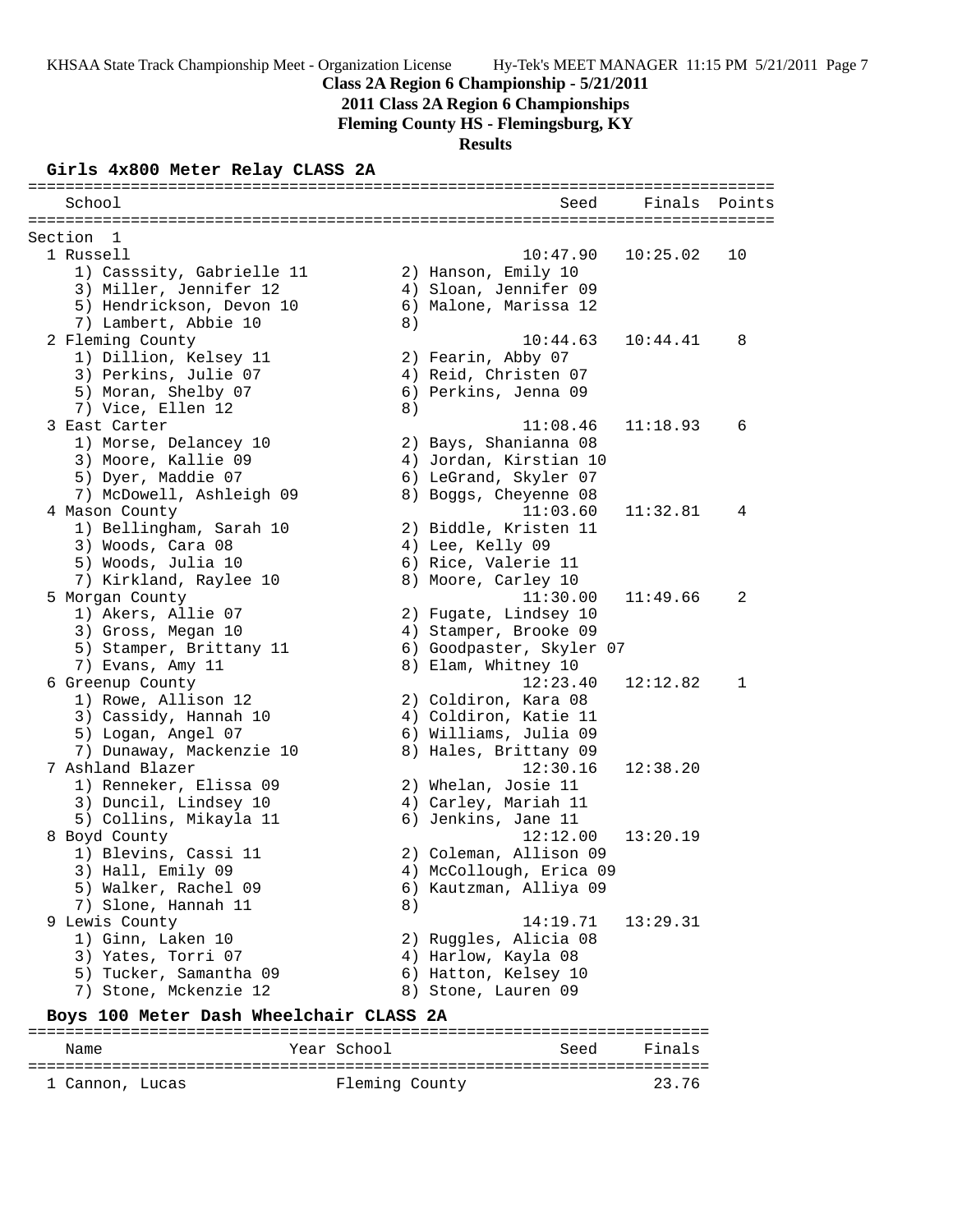**Class 2A Region 6 Championship - 5/21/2011**

**2011 Class 2A Region 6 Championships**

**Fleming County HS - Flemingsburg, KY**

**Results**

### Girls 4x800 Meter Relay CLASS 2A

Section 1

| Place | School | Seed | Finals | Points |
|---|---|---|---|---|
| 1 | Russell | 10:47.90 | 10:25.02 | 10 |
| | 1) Casssity, Gabrielle 11; 2) Hanson, Emily 10; 3) Miller, Jennifer 12; 4) Sloan, Jennifer 09; 5) Hendrickson, Devon 10; 6) Malone, Marissa 12; 7) Lambert, Abbie 10; 8) | | | |
| 2 | Fleming County | 10:44.63 | 10:44.41 | 8 |
| | 1) Dillion, Kelsey 11; 2) Fearin, Abby 07; 3) Perkins, Julie 07; 4) Reid, Christen 07; 5) Moran, Shelby 07; 6) Perkins, Jenna 09; 7) Vice, Ellen 12; 8) | | | |
| 3 | East Carter | 11:08.46 | 11:18.93 | 6 |
| | 1) Morse, Delancey 10; 2) Bays, Shanianna 08; 3) Moore, Kallie 09; 4) Jordan, Kirstian 10; 5) Dyer, Maddie 07; 6) LeGrand, Skyler 07; 7) McDowell, Ashleigh 09; 8) Boggs, Cheyenne 08 | | | |
| 4 | Mason County | 11:03.60 | 11:32.81 | 4 |
| | 1) Bellingham, Sarah 10; 2) Biddle, Kristen 11; 3) Woods, Cara 08; 4) Lee, Kelly 09; 5) Woods, Julia 10; 6) Rice, Valerie 11; 7) Kirkland, Raylee 10; 8) Moore, Carley 10 | | | |
| 5 | Morgan County | 11:30.00 | 11:49.66 | 2 |
| | 1) Akers, Allie 07; 2) Fugate, Lindsey 10; 3) Gross, Megan 10; 4) Stamper, Brooke 09; 5) Stamper, Brittany 11; 6) Goodpaster, Skyler 07; 7) Evans, Amy 11; 8) Elam, Whitney 10 | | | |
| 6 | Greenup County | 12:23.40 | 12:12.82 | 1 |
| | 1) Rowe, Allison 12; 2) Coldiron, Kara 08; 3) Cassidy, Hannah 10; 4) Coldiron, Katie 11; 5) Logan, Angel 07; 6) Williams, Julia 09; 7) Dunaway, Mackenzie 10; 8) Hales, Brittany 09 | | | |
| 7 | Ashland Blazer | 12:30.16 | 12:38.20 | |
| | 1) Renneker, Elissa 09; 2) Whelan, Josie 11; 3) Duncil, Lindsey 10; 4) Carley, Mariah 11; 5) Collins, Mikayla 11; 6) Jenkins, Jane 11 | | | |
| 8 | Boyd County | 12:12.00 | 13:20.19 | |
| | 1) Blevins, Cassi 11; 2) Coleman, Allison 09; 3) Hall, Emily 09; 4) McCollough, Erica 09; 5) Walker, Rachel 09; 6) Kautzman, Alliya 09; 7) Slone, Hannah 11; 8) | | | |
| 9 | Lewis County | 14:19.71 | 13:29.31 | |
| | 1) Ginn, Laken 10; 2) Ruggles, Alicia 08; 3) Yates, Torri 07; 4) Harlow, Kayla 08; 5) Tucker, Samantha 09; 6) Hatton, Kelsey 10; 7) Stone, Mckenzie 12; 8) Stone, Lauren 09 | | | |

### Boys 100 Meter Dash Wheelchair CLASS 2A

| Place | Name | Year | School | Seed | Finals |
|---|---|---|---|---|---|
| 1 | Cannon, Lucas | | Fleming County | | 23.76 |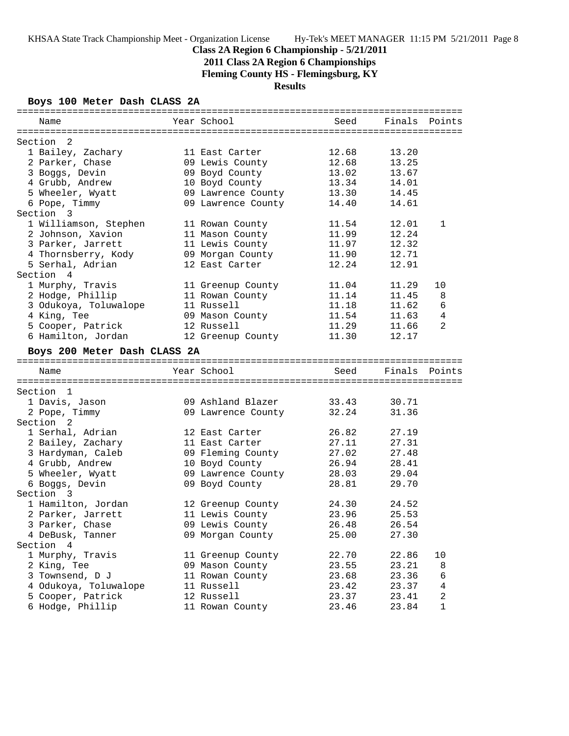**Class 2A Region 6 Championship - 5/21/2011**

**2011 Class 2A Region 6 Championships**

**Fleming County HS - Flemingsburg, KY**

**Results**

### Boys 100 Meter Dash CLASS 2A

| Name | Year | School | Seed | Finals | Points |
|---|---|---|---|---|---|
| **Section 2** | | | | | |
| 1 Bailey, Zachary | 11 | East Carter | 12.68 | 13.20 | |
| 2 Parker, Chase | 09 | Lewis County | 12.68 | 13.25 | |
| 3 Boggs, Devin | 09 | Boyd County | 13.02 | 13.67 | |
| 4 Grubb, Andrew | 10 | Boyd County | 13.34 | 14.01 | |
| 5 Wheeler, Wyatt | 09 | Lawrence County | 13.30 | 14.45 | |
| 6 Pope, Timmy | 09 | Lawrence County | 14.40 | 14.61 | |
| **Section 3** | | | | | |
| 1 Williamson, Stephen | 11 | Rowan County | 11.54 | 12.01 | 1 |
| 2 Johnson, Xavion | 11 | Mason County | 11.99 | 12.24 | |
| 3 Parker, Jarrett | 11 | Lewis County | 11.97 | 12.32 | |
| 4 Thornsberry, Kody | 09 | Morgan County | 11.90 | 12.71 | |
| 5 Serhal, Adrian | 12 | East Carter | 12.24 | 12.91 | |
| **Section 4** | | | | | |
| 1 Murphy, Travis | 11 | Greenup County | 11.04 | 11.29 | 10 |
| 2 Hodge, Phillip | 11 | Rowan County | 11.14 | 11.45 | 8 |
| 3 Odukoya, Toluwalope | 11 | Russell | 11.18 | 11.62 | 6 |
| 4 King, Tee | 09 | Mason County | 11.54 | 11.63 | 4 |
| 5 Cooper, Patrick | 12 | Russell | 11.29 | 11.66 | 2 |
| 6 Hamilton, Jordan | 12 | Greenup County | 11.30 | 12.17 | |

### Boys 200 Meter Dash CLASS 2A

| Name | Year | School | Seed | Finals | Points |
|---|---|---|---|---|---|
| **Section 1** | | | | | |
| 1 Davis, Jason | 09 | Ashland Blazer | 33.43 | 30.71 | |
| 2 Pope, Timmy | 09 | Lawrence County | 32.24 | 31.36 | |
| **Section 2** | | | | | |
| 1 Serhal, Adrian | 12 | East Carter | 26.82 | 27.19 | |
| 2 Bailey, Zachary | 11 | East Carter | 27.11 | 27.31 | |
| 3 Hardyman, Caleb | 09 | Fleming County | 27.02 | 27.48 | |
| 4 Grubb, Andrew | 10 | Boyd County | 26.94 | 28.41 | |
| 5 Wheeler, Wyatt | 09 | Lawrence County | 28.03 | 29.04 | |
| 6 Boggs, Devin | 09 | Boyd County | 28.81 | 29.70 | |
| **Section 3** | | | | | |
| 1 Hamilton, Jordan | 12 | Greenup County | 24.30 | 24.52 | |
| 2 Parker, Jarrett | 11 | Lewis County | 23.96 | 25.53 | |
| 3 Parker, Chase | 09 | Lewis County | 26.48 | 26.54 | |
| 4 DeBusk, Tanner | 09 | Morgan County | 25.00 | 27.30 | |
| **Section 4** | | | | | |
| 1 Murphy, Travis | 11 | Greenup County | 22.70 | 22.86 | 10 |
| 2 King, Tee | 09 | Mason County | 23.55 | 23.21 | 8 |
| 3 Townsend, D J | 11 | Rowan County | 23.68 | 23.36 | 6 |
| 4 Odukoya, Toluwalope | 11 | Russell | 23.42 | 23.37 | 4 |
| 5 Cooper, Patrick | 12 | Russell | 23.37 | 23.41 | 2 |
| 6 Hodge, Phillip | 11 | Rowan County | 23.46 | 23.84 | 1 |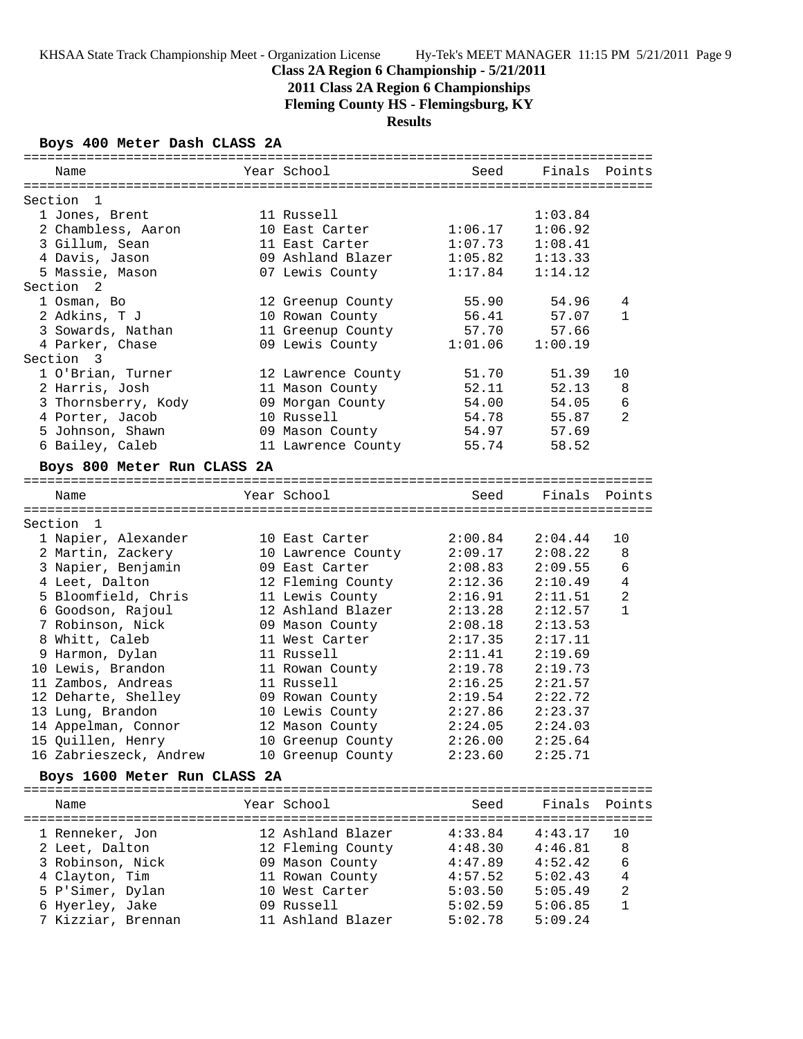## Class 2A Region 6 Championship - 5/21/2011

## 2011 Class 2A Region 6 Championships

## Fleming County HS - Flemingsburg, KY

## Results

### Boys 400 Meter Dash CLASS 2A

| Name | Year | School | Seed | Finals | Points |
|---|---|---|---|---|---|
| **Section 1** | | | | | |
| 1 Jones, Brent | 11 | Russell | | 1:03.84 | |
| 2 Chambless, Aaron | 10 | East Carter | 1:06.17 | 1:06.92 | |
| 3 Gillum, Sean | 11 | East Carter | 1:07.73 | 1:08.41 | |
| 4 Davis, Jason | 09 | Ashland Blazer | 1:05.82 | 1:13.33 | |
| 5 Massie, Mason | 07 | Lewis County | 1:17.84 | 1:14.12 | |
| **Section 2** | | | | | |
| 1 Osman, Bo | 12 | Greenup County | 55.90 | 54.96 | 4 |
| 2 Adkins, T J | 10 | Rowan County | 56.41 | 57.07 | 1 |
| 3 Sowards, Nathan | 11 | Greenup County | 57.70 | 57.66 | |
| 4 Parker, Chase | 09 | Lewis County | 1:01.06 | 1:00.19 | |
| **Section 3** | | | | | |
| 1 O'Brian, Turner | 12 | Lawrence County | 51.70 | 51.39 | 10 |
| 2 Harris, Josh | 11 | Mason County | 52.11 | 52.13 | 8 |
| 3 Thornsberry, Kody | 09 | Morgan County | 54.00 | 54.05 | 6 |
| 4 Porter, Jacob | 10 | Russell | 54.78 | 55.87 | 2 |
| 5 Johnson, Shawn | 09 | Mason County | 54.97 | 57.69 | |
| 6 Bailey, Caleb | 11 | Lawrence County | 55.74 | 58.52 | |

### Boys 800 Meter Run CLASS 2A

| Name | Year | School | Seed | Finals | Points |
|---|---|---|---|---|---|
| **Section 1** | | | | | |
| 1 Napier, Alexander | 10 | East Carter | 2:00.84 | 2:04.44 | 10 |
| 2 Martin, Zackery | 10 | Lawrence County | 2:09.17 | 2:08.22 | 8 |
| 3 Napier, Benjamin | 09 | East Carter | 2:08.83 | 2:09.55 | 6 |
| 4 Leet, Dalton | 12 | Fleming County | 2:12.36 | 2:10.49 | 4 |
| 5 Bloomfield, Chris | 11 | Lewis County | 2:16.91 | 2:11.51 | 2 |
| 6 Goodson, Rajoul | 12 | Ashland Blazer | 2:13.28 | 2:12.57 | 1 |
| 7 Robinson, Nick | 09 | Mason County | 2:08.18 | 2:13.53 | |
| 8 Whitt, Caleb | 11 | West Carter | 2:17.35 | 2:17.11 | |
| 9 Harmon, Dylan | 11 | Russell | 2:11.41 | 2:19.69 | |
| 10 Lewis, Brandon | 11 | Rowan County | 2:19.78 | 2:19.73 | |
| 11 Zambos, Andreas | 11 | Russell | 2:16.25 | 2:21.57 | |
| 12 Deharte, Shelley | 09 | Rowan County | 2:19.54 | 2:22.72 | |
| 13 Lung, Brandon | 10 | Lewis County | 2:27.86 | 2:23.37 | |
| 14 Appelman, Connor | 12 | Mason County | 2:24.05 | 2:24.03 | |
| 15 Quillen, Henry | 10 | Greenup County | 2:26.00 | 2:25.64 | |
| 16 Zabrieszeck, Andrew | 10 | Greenup County | 2:23.60 | 2:25.71 | |

### Boys 1600 Meter Run CLASS 2A

| Name | Year | School | Seed | Finals | Points |
|---|---|---|---|---|---|
| 1 Renneker, Jon | 12 | Ashland Blazer | 4:33.84 | 4:43.17 | 10 |
| 2 Leet, Dalton | 12 | Fleming County | 4:48.30 | 4:46.81 | 8 |
| 3 Robinson, Nick | 09 | Mason County | 4:47.89 | 4:52.42 | 6 |
| 4 Clayton, Tim | 11 | Rowan County | 4:57.52 | 5:02.43 | 4 |
| 5 P'Simer, Dylan | 10 | West Carter | 5:03.50 | 5:05.49 | 2 |
| 6 Hyerley, Jake | 09 | Russell | 5:02.59 | 5:06.85 | 1 |
| 7 Kizziar, Brennan | 11 | Ashland Blazer | 5:02.78 | 5:09.24 | |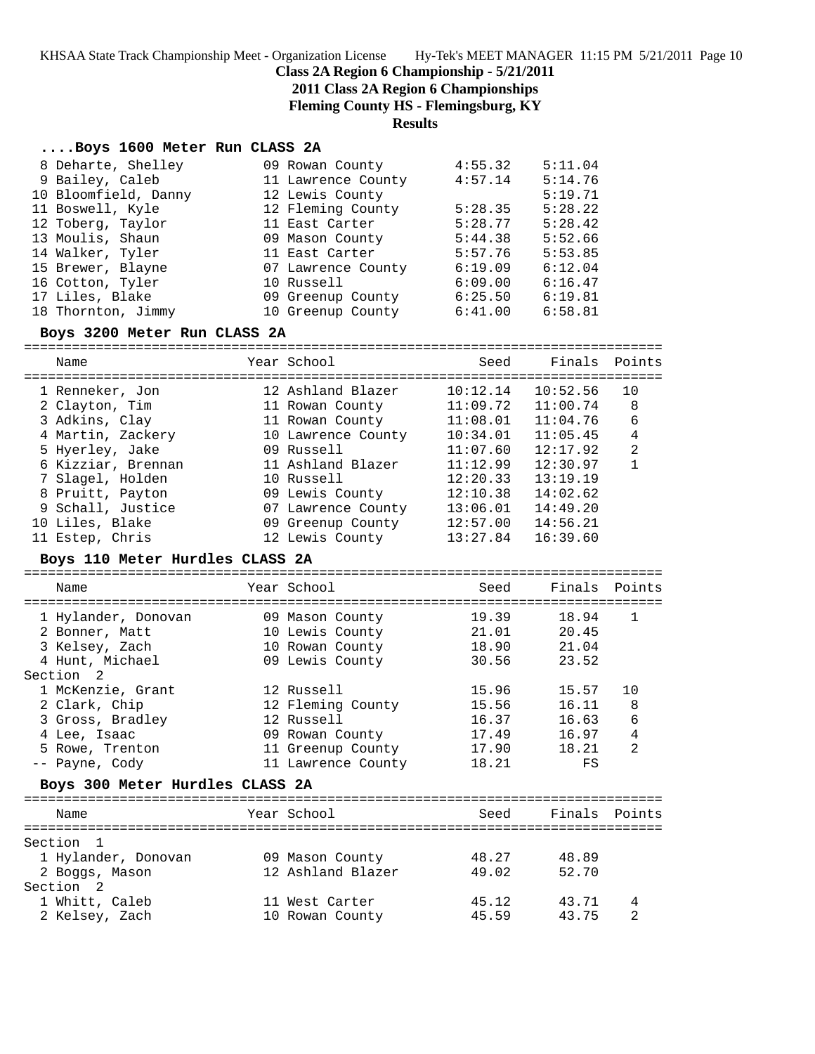## Class 2A Region 6 Championship - 5/21/2011

**2011 Class 2A Region 6 Championships**

**Fleming County HS - Flemingsburg, KY**

**Results**

### ....Boys 1600 Meter Run CLASS 2A

| Place | Name | Year | School | Seed | Finals |
|---|---|---|---|---|---|
| 8 | Deharte, Shelley | 09 | Rowan County | 4:55.32 | 5:11.04 |
| 9 | Bailey, Caleb | 11 | Lawrence County | 4:57.14 | 5:14.76 |
| 10 | Bloomfield, Danny | 12 | Lewis County | | 5:19.71 |
| 11 | Boswell, Kyle | 12 | Fleming County | 5:28.35 | 5:28.22 |
| 12 | Toberg, Taylor | 11 | East Carter | 5:28.77 | 5:28.42 |
| 13 | Moulis, Shaun | 09 | Mason County | 5:44.38 | 5:52.66 |
| 14 | Walker, Tyler | 11 | East Carter | 5:57.76 | 5:53.85 |
| 15 | Brewer, Blayne | 07 | Lawrence County | 6:19.09 | 6:12.04 |
| 16 | Cotton, Tyler | 10 | Russell | 6:09.00 | 6:16.47 |
| 17 | Liles, Blake | 09 | Greenup County | 6:25.50 | 6:19.81 |
| 18 | Thornton, Jimmy | 10 | Greenup County | 6:41.00 | 6:58.81 |

### Boys 3200 Meter Run CLASS 2A

| Place | Name | Year | School | Seed | Finals | Points |
|---|---|---|---|---|---|---|
| 1 | Renneker, Jon | 12 | Ashland Blazer | 10:12.14 | 10:52.56 | 10 |
| 2 | Clayton, Tim | 11 | Rowan County | 11:09.72 | 11:00.74 | 8 |
| 3 | Adkins, Clay | 11 | Rowan County | 11:08.01 | 11:04.76 | 6 |
| 4 | Martin, Zackery | 10 | Lawrence County | 10:34.01 | 11:05.45 | 4 |
| 5 | Hyerley, Jake | 09 | Russell | 11:07.60 | 12:17.92 | 2 |
| 6 | Kizziar, Brennan | 11 | Ashland Blazer | 11:12.99 | 12:30.97 | 1 |
| 7 | Slagel, Holden | 10 | Russell | 12:20.33 | 13:19.19 | |
| 8 | Pruitt, Payton | 09 | Lewis County | 12:10.38 | 14:02.62 | |
| 9 | Schall, Justice | 07 | Lawrence County | 13:06.01 | 14:49.20 | |
| 10 | Liles, Blake | 09 | Greenup County | 12:57.00 | 14:56.21 | |
| 11 | Estep, Chris | 12 | Lewis County | 13:27.84 | 16:39.60 | |

### Boys 110 Meter Hurdles CLASS 2A

| Place | Name | Year | School | Seed | Finals | Points |
|---|---|---|---|---|---|---|
| 1 | Hylander, Donovan | 09 | Mason County | 19.39 | 18.94 | 1 |
| 2 | Bonner, Matt | 10 | Lewis County | 21.01 | 20.45 | |
| 3 | Kelsey, Zach | 10 | Rowan County | 18.90 | 21.04 | |
| 4 | Hunt, Michael | 09 | Lewis County | 30.56 | 23.52 | |
| Section 2 | | | | | | |
| 1 | McKenzie, Grant | 12 | Russell | 15.96 | 15.57 | 10 |
| 2 | Clark, Chip | 12 | Fleming County | 15.56 | 16.11 | 8 |
| 3 | Gross, Bradley | 12 | Russell | 16.37 | 16.63 | 6 |
| 4 | Lee, Isaac | 09 | Rowan County | 17.49 | 16.97 | 4 |
| 5 | Rowe, Trenton | 11 | Greenup County | 17.90 | 18.21 | 2 |
| -- | Payne, Cody | 11 | Lawrence County | 18.21 | FS | |

### Boys 300 Meter Hurdles CLASS 2A

| Place | Name | Year | School | Seed | Finals | Points |
|---|---|---|---|---|---|---|
| Section 1 | | | | | | |
| 1 | Hylander, Donovan | 09 | Mason County | 48.27 | 48.89 | |
| 2 | Boggs, Mason | 12 | Ashland Blazer | 49.02 | 52.70 | |
| Section 2 | | | | | | |
| 1 | Whitt, Caleb | 11 | West Carter | 45.12 | 43.71 | 4 |
| 2 | Kelsey, Zach | 10 | Rowan County | 45.59 | 43.75 | 2 |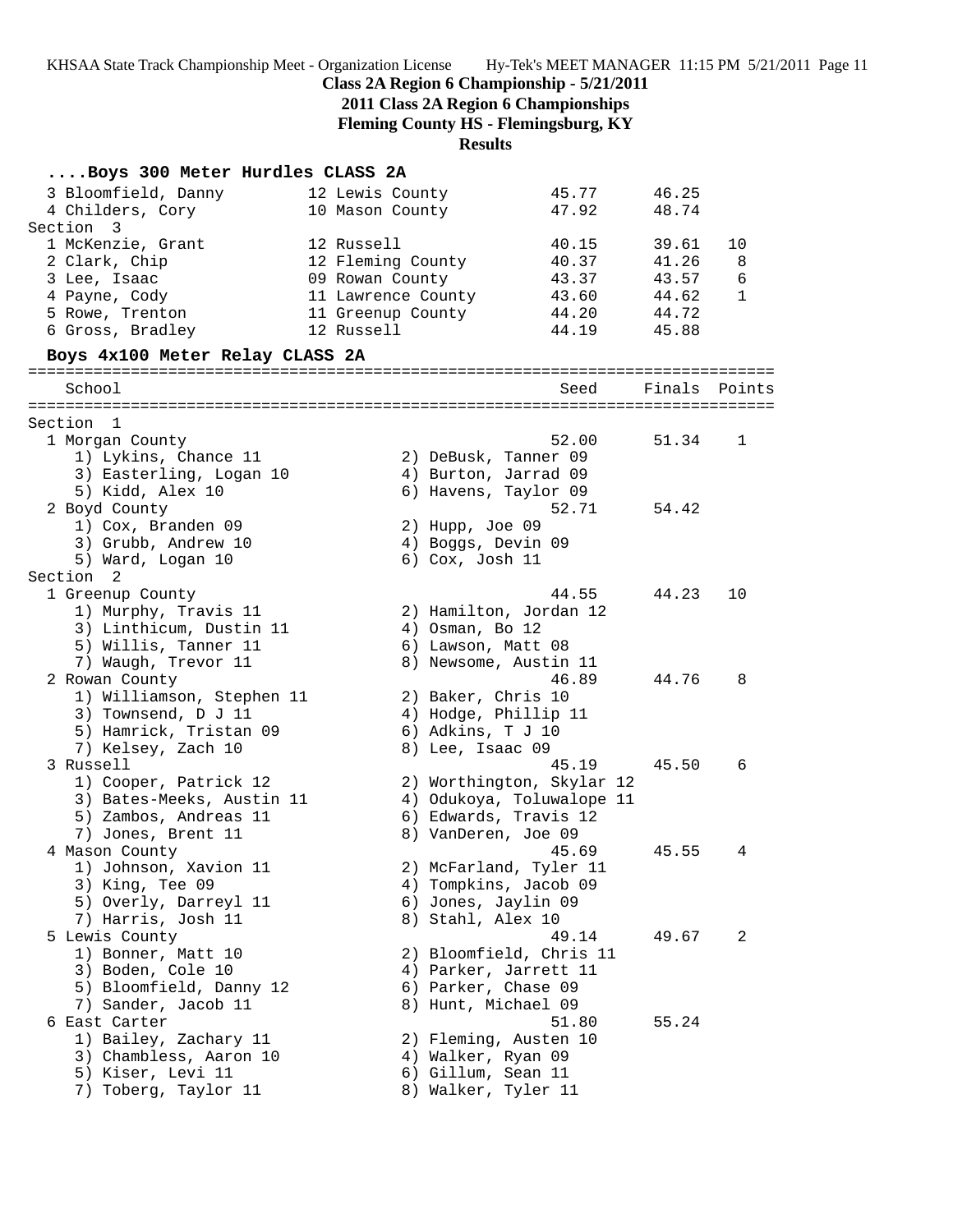Class 2A Region 6 Championship - 5/21/2011

2011 Class 2A Region 6 Championships

Fleming County HS - Flemingsburg, KY

**Results**

### ....Boys 300 Meter Hurdles CLASS 2A

| | Name | Yr | School | Seed | Finals | Points |
|---|---|---|---|---|---|---|
| 3 | Bloomfield, Danny | 12 | Lewis County | 45.77 | 46.25 | |
| 4 | Childers, Cory | 10 | Mason County | 47.92 | 48.74 | |

Section 3

| | Name | Yr | School | Seed | Finals | Points |
|---|---|---|---|---|---|---|
| 1 | McKenzie, Grant | 12 | Russell | 40.15 | 39.61 | 10 |
| 2 | Clark, Chip | 12 | Fleming County | 40.37 | 41.26 | 8 |
| 3 | Lee, Isaac | 09 | Rowan County | 43.37 | 43.57 | 6 |
| 4 | Payne, Cody | 11 | Lawrence County | 43.60 | 44.62 | 1 |
| 5 | Rowe, Trenton | 11 | Greenup County | 44.20 | 44.72 | |
| 6 | Gross, Bradley | 12 | Russell | 44.19 | 45.88 | |

### Boys 4x100 Meter Relay CLASS 2A

```
================================================================================
   School                                                Seed    Finals  Points
================================================================================
Section  1
  1 Morgan County                                        52.00     51.34   1
     1) Lykins, Chance 11              2) DeBusk, Tanner 09
     3) Easterling, Logan 10           4) Burton, Jarrad 09
     5) Kidd, Alex 10                  6) Havens, Taylor 09
  2 Boyd County                                          52.71     54.42
     1) Cox, Branden 09                2) Hupp, Joe 09
     3) Grubb, Andrew 10               4) Boggs, Devin 09
     5) Ward, Logan 10                 6) Cox, Josh 11
Section  2
  1 Greenup County                                       44.55     44.23  10
     1) Murphy, Travis 11              2) Hamilton, Jordan 12
     3) Linthicum, Dustin 11           4) Osman, Bo 12
     5) Willis, Tanner 11              6) Lawson, Matt 08
     7) Waugh, Trevor 11               8) Newsome, Austin 11
  2 Rowan County                                         46.89     44.76   8
     1) Williamson, Stephen 11         2) Baker, Chris 10
     3) Townsend, D J 11               4) Hodge, Phillip 11
     5) Hamrick, Tristan 09            6) Adkins, T J 10
     7) Kelsey, Zach 10                8) Lee, Isaac 09
  3 Russell                                              45.19     45.50   6
     1) Cooper, Patrick 12             2) Worthington, Skylar 12
     3) Bates-Meeks, Austin 11         4) Odukoya, Toluwalope 11
     5) Zambos, Andreas 11             6) Edwards, Travis 12
     7) Jones, Brent 11                8) VanDeren, Joe 09
  4 Mason County                                         45.69     45.55   4
     1) Johnson, Xavion 11             2) McFarland, Tyler 11
     3) King, Tee 09                   4) Tompkins, Jacob 09
     5) Overly, Darreyl 11             6) Jones, Jaylin 09
     7) Harris, Josh 11                8) Stahl, Alex 10
  5 Lewis County                                         49.14     49.67   2
     1) Bonner, Matt 10                2) Bloomfield, Chris 11
     3) Boden, Cole 10                 4) Parker, Jarrett 11
     5) Bloomfield, Danny 12           6) Parker, Chase 09
     7) Sander, Jacob 11               8) Hunt, Michael 09
  6 East Carter                                          51.80     55.24
     1) Bailey, Zachary 11             2) Fleming, Austen 10
     3) Chambless, Aaron 10            4) Walker, Ryan 09
     5) Kiser, Levi 11                 6) Gillum, Sean 11
     7) Toberg, Taylor 11              8) Walker, Tyler 11
```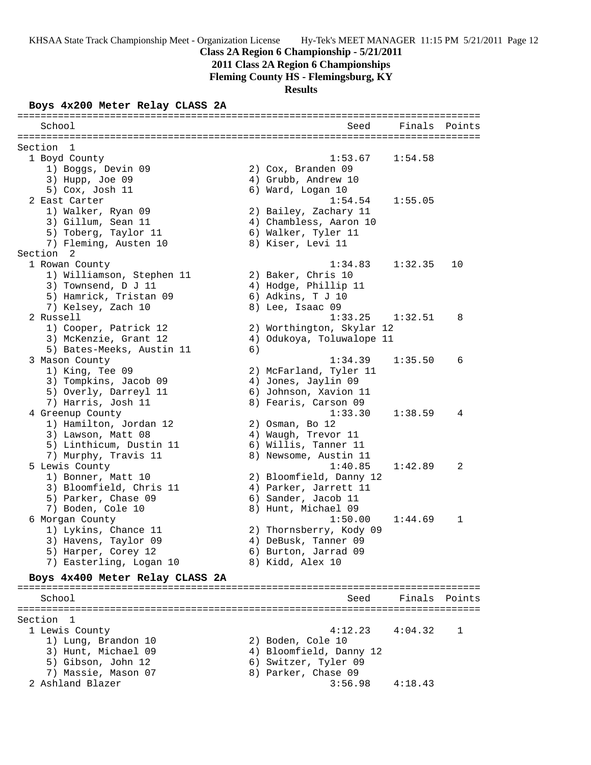Class 2A Region 6 Championship - 5/21/2011

2011 Class 2A Region 6 Championships

Fleming County HS - Flemingsburg, KY

**Results**

### Boys 4x200 Meter Relay CLASS 2A

```
================================================================================
   School                                                  Seed     Finals  Points
================================================================================
Section  1
  1 Boyd County                                          1:53.67    1:54.58
     1) Boggs, Devin 09                 2) Cox, Branden 09
     3) Hupp, Joe 09                    4) Grubb, Andrew 10
     5) Cox, Josh 11                    6) Ward, Logan 10
  2 East Carter                                          1:54.54    1:55.05
     1) Walker, Ryan 09                 2) Bailey, Zachary 11
     3) Gillum, Sean 11                 4) Chambless, Aaron 10
     5) Toberg, Taylor 11               6) Walker, Tyler 11
     7) Fleming, Austen 10              8) Kiser, Levi 11
Section  2
  1 Rowan County                                         1:34.83    1:32.35   10
     1) Williamson, Stephen 11          2) Baker, Chris 10
     3) Townsend, D J 11                4) Hodge, Phillip 11
     5) Hamrick, Tristan 09             6) Adkins, T J 10
     7) Kelsey, Zach 10                 8) Lee, Isaac 09
  2 Russell                                              1:33.25    1:32.51    8
     1) Cooper, Patrick 12              2) Worthington, Skylar 12
     3) McKenzie, Grant 12              4) Odukoya, Toluwalope 11
     5) Bates-Meeks, Austin 11          6)
  3 Mason County                                         1:34.39    1:35.50    6
     1) King, Tee 09                    2) McFarland, Tyler 11
     3) Tompkins, Jacob 09              4) Jones, Jaylin 09
     5) Overly, Darreyl 11              6) Johnson, Xavion 11
     7) Harris, Josh 11                 8) Fearis, Carson 09
  4 Greenup County                                       1:33.30    1:38.59    4
     1) Hamilton, Jordan 12             2) Osman, Bo 12
     3) Lawson, Matt 08                 4) Waugh, Trevor 11
     5) Linthicum, Dustin 11            6) Willis, Tanner 11
     7) Murphy, Travis 11               8) Newsome, Austin 11
  5 Lewis County                                         1:40.85    1:42.89    2
     1) Bonner, Matt 10                 2) Bloomfield, Danny 12
     3) Bloomfield, Chris 11            4) Parker, Jarrett 11
     5) Parker, Chase 09                6) Sander, Jacob 11
     7) Boden, Cole 10                  8) Hunt, Michael 09
  6 Morgan County                                        1:50.00    1:44.69    1
     1) Lykins, Chance 11               2) Thornsberry, Kody 09
     3) Havens, Taylor 09               4) DeBusk, Tanner 09
     5) Harper, Corey 12                6) Burton, Jarrad 09
     7) Easterling, Logan 10            8) Kidd, Alex 10
```

### Boys 4x400 Meter Relay CLASS 2A

```
================================================================================
   School                                                  Seed     Finals  Points
================================================================================
Section  1
  1 Lewis County                                         4:12.23    4:04.32    1
     1) Lung, Brandon 10                2) Boden, Cole 10
     3) Hunt, Michael 09                4) Bloomfield, Danny 12
     5) Gibson, John 12                 6) Switzer, Tyler 09
     7) Massie, Mason 07                8) Parker, Chase 09
  2 Ashland Blazer                                       3:56.98    4:18.43
```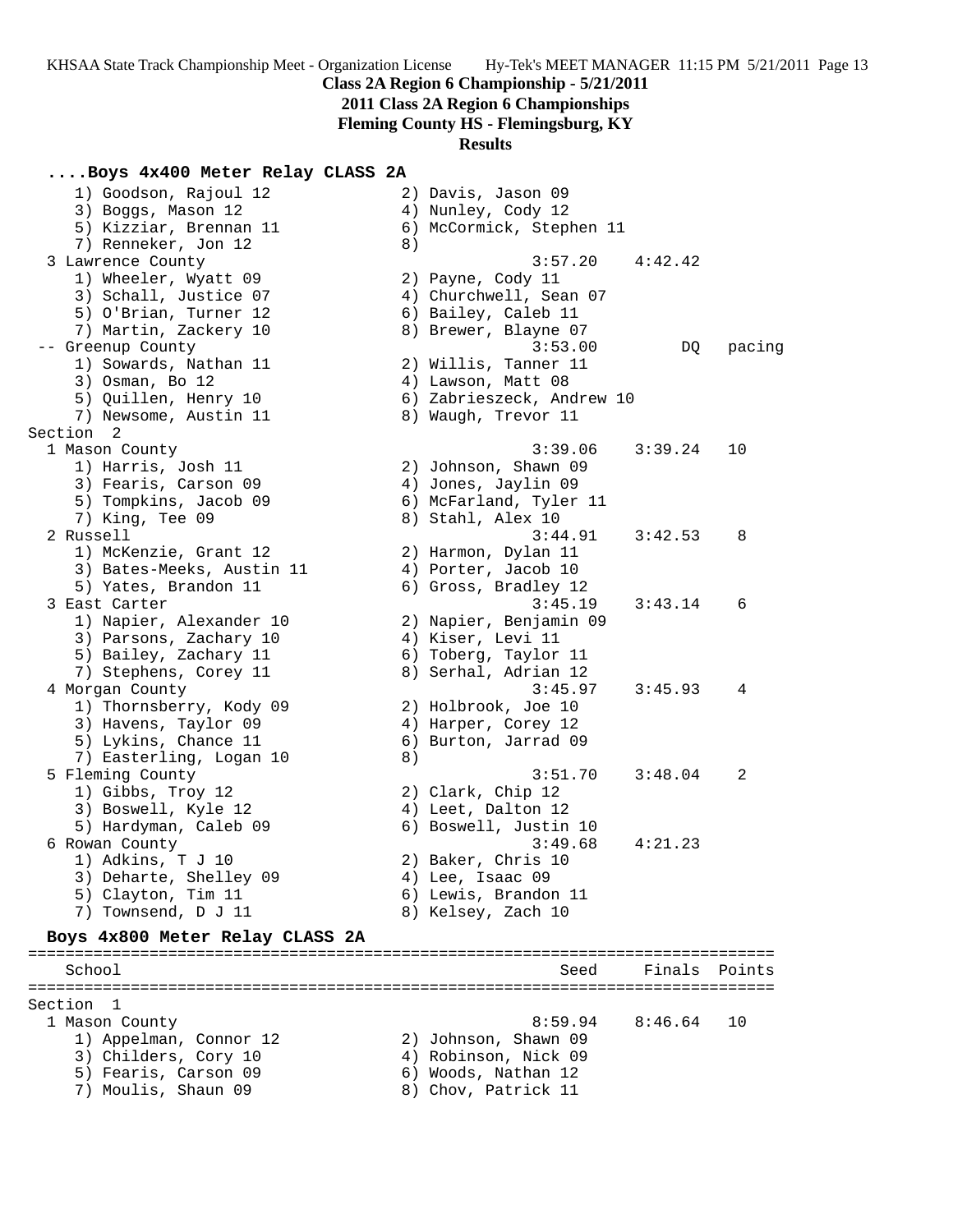## Class 2A Region 6 Championship - 5/21/2011

**2011 Class 2A Region 6 Championships**

**Fleming County HS - Flemingsburg, KY**

**Results**

### ....Boys 4x400 Meter Relay CLASS 2A

```
    1) Goodson, Rajoul 12              2) Davis, Jason 09
    3) Boggs, Mason 12                 4) Nunley, Cody 12
    5) Kizziar, Brennan 11             6) McCormick, Stephen 11
    7) Renneker, Jon 12                8)
  3 Lawrence County                               3:57.20    4:42.42
    1) Wheeler, Wyatt 09               2) Payne, Cody 11
    3) Schall, Justice 07              4) Churchwell, Sean 07
    5) O'Brian, Turner 12              6) Bailey, Caleb 11
    7) Martin, Zackery 10              8) Brewer, Blayne 07
 -- Greenup County                                3:53.00         DQ   pacing
    1) Sowards, Nathan 11              2) Willis, Tanner 11
    3) Osman, Bo 12                    4) Lawson, Matt 08
    5) Quillen, Henry 10               6) Zabrieszeck, Andrew 10
    7) Newsome, Austin 11              8) Waugh, Trevor 11
Section  2
  1 Mason County                                  3:39.06    3:39.24   10
    1) Harris, Josh 11                 2) Johnson, Shawn 09
    3) Fearis, Carson 09               4) Jones, Jaylin 09
    5) Tompkins, Jacob 09              6) McFarland, Tyler 11
    7) King, Tee 09                    8) Stahl, Alex 10
  2 Russell                                       3:44.91    3:42.53    8
    1) McKenzie, Grant 12              2) Harmon, Dylan 11
    3) Bates-Meeks, Austin 11          4) Porter, Jacob 10
    5) Yates, Brandon 11               6) Gross, Bradley 12
  3 East Carter                                   3:45.19    3:43.14    6
    1) Napier, Alexander 10            2) Napier, Benjamin 09
    3) Parsons, Zachary 10             4) Kiser, Levi 11
    5) Bailey, Zachary 11              6) Toberg, Taylor 11
    7) Stephens, Corey 11              8) Serhal, Adrian 12
  4 Morgan County                                 3:45.97    3:45.93    4
    1) Thornsberry, Kody 09            2) Holbrook, Joe 10
    3) Havens, Taylor 09               4) Harper, Corey 12
    5) Lykins, Chance 11               6) Burton, Jarrad 09
    7) Easterling, Logan 10            8)
  5 Fleming County                                3:51.70    3:48.04    2
    1) Gibbs, Troy 12                  2) Clark, Chip 12
    3) Boswell, Kyle 12                4) Leet, Dalton 12
    5) Hardyman, Caleb 09              6) Boswell, Justin 10
  6 Rowan County                                  3:49.68    4:21.23
    1) Adkins, T J 10                  2) Baker, Chris 10
    3) Deharte, Shelley 09             4) Lee, Isaac 09
    5) Clayton, Tim 11                 6) Lewis, Brandon 11
    7) Townsend, D J 11                8) Kelsey, Zach 10
```

### Boys 4x800 Meter Relay CLASS 2A

```
================================================================================
    School                                          Seed     Finals  Points
================================================================================
Section  1
  1 Mason County                                  8:59.94    8:46.64   10
    1) Appelman, Connor 12             2) Johnson, Shawn 09
    3) Childers, Cory 10               4) Robinson, Nick 09
    5) Fearis, Carson 09               6) Woods, Nathan 12
    7) Moulis, Shaun 09                8) Chov, Patrick 11
```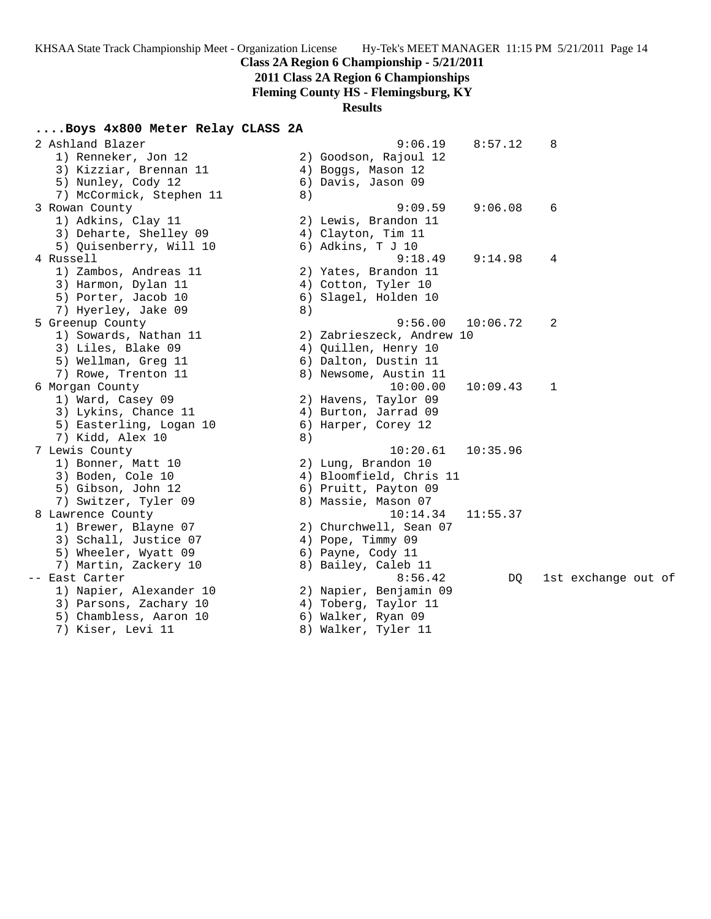**Class 2A Region 6 Championship - 5/21/2011**

**2011 Class 2A Region 6 Championships**

**Fleming County HS - Flemingsburg, KY**

**Results**

**....Boys 4x800 Meter Relay CLASS 2A**

```
  2 Ashland Blazer                                 9:06.19    8:57.12    8
     1) Renneker, Jon 12               2) Goodson, Rajoul 12
     3) Kizziar, Brennan 11            4) Boggs, Mason 12
     5) Nunley, Cody 12                6) Davis, Jason 09
     7) McCormick, Stephen 11          8)
  3 Rowan County                                   9:09.59    9:06.08    6
     1) Adkins, Clay 11                2) Lewis, Brandon 11
     3) Deharte, Shelley 09            4) Clayton, Tim 11
     5) Quisenberry, Will 10           6) Adkins, T J 10
  4 Russell                                        9:18.49    9:14.98    4
     1) Zambos, Andreas 11             2) Yates, Brandon 11
     3) Harmon, Dylan 11               4) Cotton, Tyler 10
     5) Porter, Jacob 10               6) Slagel, Holden 10
     7) Hyerley, Jake 09               8)
  5 Greenup County                                 9:56.00   10:06.72    2
     1) Sowards, Nathan 11             2) Zabrieszeck, Andrew 10
     3) Liles, Blake 09                4) Quillen, Henry 10
     5) Wellman, Greg 11               6) Dalton, Dustin 11
     7) Rowe, Trenton 11               8) Newsome, Austin 11
  6 Morgan County                                 10:00.00   10:09.43    1
     1) Ward, Casey 09                 2) Havens, Taylor 09
     3) Lykins, Chance 11              4) Burton, Jarrad 09
     5) Easterling, Logan 10           6) Harper, Corey 12
     7) Kidd, Alex 10                  8)
  7 Lewis County                                  10:20.61   10:35.96
     1) Bonner, Matt 10                2) Lung, Brandon 10
     3) Boden, Cole 10                 4) Bloomfield, Chris 11
     5) Gibson, John 12                6) Pruitt, Payton 09
     7) Switzer, Tyler 09              8) Massie, Mason 07
  8 Lawrence County                               10:14.34   11:55.37
     1) Brewer, Blayne 07              2) Churchwell, Sean 07
     3) Schall, Justice 07             4) Pope, Timmy 09
     5) Wheeler, Wyatt 09              6) Payne, Cody 11
     7) Martin, Zackery 10             8) Bailey, Caleb 11
 -- East Carter                                    8:56.42         DQ   1st exchange out of
     1) Napier, Alexander 10           2) Napier, Benjamin 09
     3) Parsons, Zachary 10            4) Toberg, Taylor 11
     5) Chambless, Aaron 10            6) Walker, Ryan 09
     7) Kiser, Levi 11                 8) Walker, Tyler 11
```